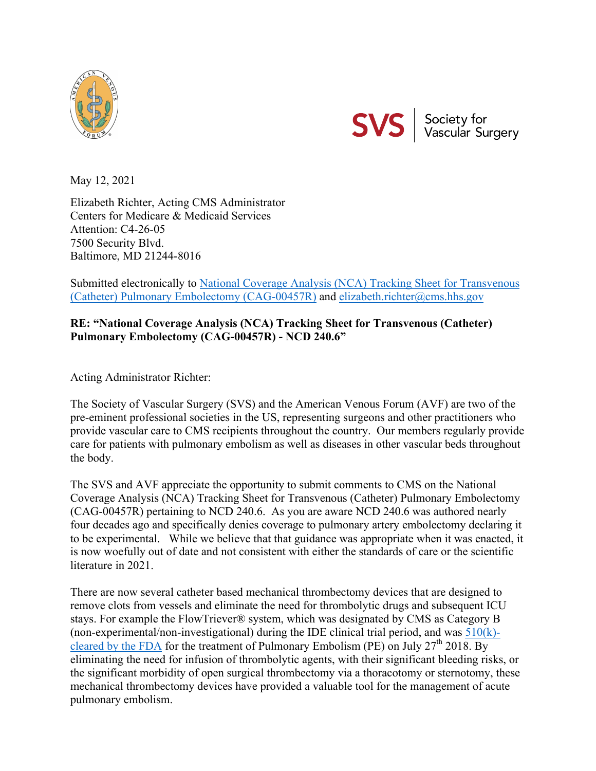SVS | Society for Vascular Surgery

May 12, 2021

Elizabeth Richter, Acting CMS Administrator
Centers for Medicare & Medicaid Services
Attention: C4-26-05
7500 Security Blvd.
Baltimore, MD 21244-8016

Submitted electronically to National Coverage Analysis (NCA) Tracking Sheet for Transvenous (Catheter) Pulmonary Embolectomy (CAG-00457R) and elizabeth.richter@cms.hhs.gov

**RE: "National Coverage Analysis (NCA) Tracking Sheet for Transvenous (Catheter) Pulmonary Embolectomy (CAG-00457R) - NCD 240.6"**

Acting Administrator Richter:

The Society of Vascular Surgery (SVS) and the American Venous Forum (AVF) are two of the pre-eminent professional societies in the US, representing surgeons and other practitioners who provide vascular care to CMS recipients throughout the country. Our members regularly provide care for patients with pulmonary embolism as well as diseases in other vascular beds throughout the body.

The SVS and AVF appreciate the opportunity to submit comments to CMS on the National Coverage Analysis (NCA) Tracking Sheet for Transvenous (Catheter) Pulmonary Embolectomy (CAG-00457R) pertaining to NCD 240.6. As you are aware NCD 240.6 was authored nearly four decades ago and specifically denies coverage to pulmonary artery embolectomy declaring it to be experimental. While we believe that that guidance was appropriate when it was enacted, it is now woefully out of date and not consistent with either the standards of care or the scientific literature in 2021.

There are now several catheter based mechanical thrombectomy devices that are designed to remove clots from vessels and eliminate the need for thrombolytic drugs and subsequent ICU stays. For example the FlowTriever® system, which was designated by CMS as Category B (non-experimental/non-investigational) during the IDE clinical trial period, and was 510(k)-cleared by the FDA for the treatment of Pulmonary Embolism (PE) on July 27th 2018. By eliminating the need for infusion of thrombolytic agents, with their significant bleeding risks, or the significant morbidity of open surgical thrombectomy via a thoracotomy or sternotomy, these mechanical thrombectomy devices have provided a valuable tool for the management of acute pulmonary embolism.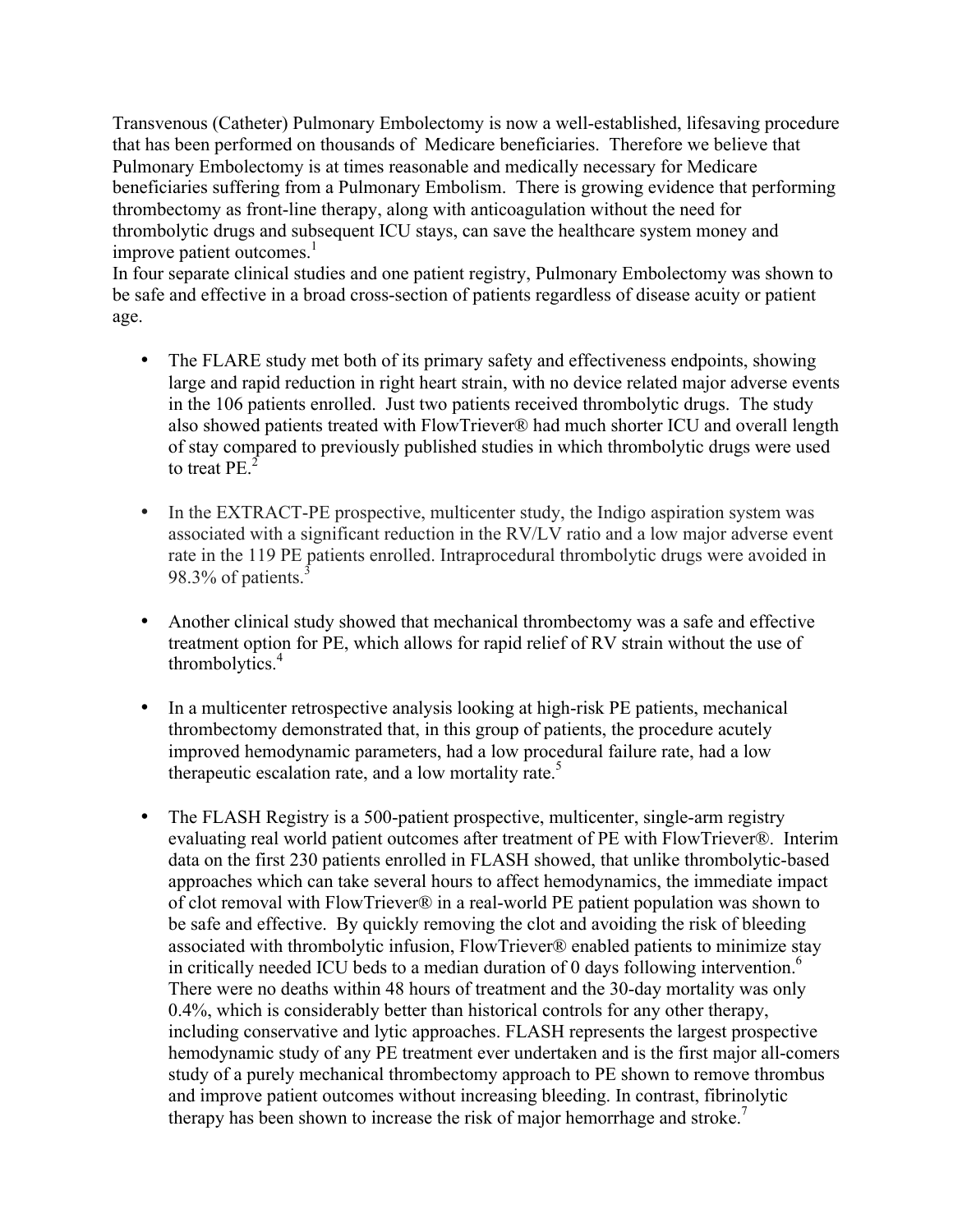Transvenous (Catheter) Pulmonary Embolectomy is now a well-established, lifesaving procedure that has been performed on thousands of Medicare beneficiaries. Therefore we believe that Pulmonary Embolectomy is at times reasonable and medically necessary for Medicare beneficiaries suffering from a Pulmonary Embolism. There is growing evidence that performing thrombectomy as front-line therapy, along with anticoagulation without the need for thrombolytic drugs and subsequent ICU stays, can save the healthcare system money and improve patient outcomes.[1]

In four separate clinical studies and one patient registry, Pulmonary Embolectomy was shown to be safe and effective in a broad cross-section of patients regardless of disease acuity or patient age.

- The FLARE study met both of its primary safety and effectiveness endpoints, showing large and rapid reduction in right heart strain, with no device related major adverse events in the 106 patients enrolled. Just two patients received thrombolytic drugs. The study also showed patients treated with FlowTriever® had much shorter ICU and overall length of stay compared to previously published studies in which thrombolytic drugs were used to treat PE.[2]

- In the EXTRACT-PE prospective, multicenter study, the Indigo aspiration system was associated with a significant reduction in the RV/LV ratio and a low major adverse event rate in the 119 PE patients enrolled. Intraprocedural thrombolytic drugs were avoided in 98.3% of patients.[3]

- Another clinical study showed that mechanical thrombectomy was a safe and effective treatment option for PE, which allows for rapid relief of RV strain without the use of thrombolytics.[4]

- In a multicenter retrospective analysis looking at high-risk PE patients, mechanical thrombectomy demonstrated that, in this group of patients, the procedure acutely improved hemodynamic parameters, had a low procedural failure rate, had a low therapeutic escalation rate, and a low mortality rate.[5]

- The FLASH Registry is a 500-patient prospective, multicenter, single-arm registry evaluating real world patient outcomes after treatment of PE with FlowTriever®. Interim data on the first 230 patients enrolled in FLASH showed, that unlike thrombolytic-based approaches which can take several hours to affect hemodynamics, the immediate impact of clot removal with FlowTriever® in a real-world PE patient population was shown to be safe and effective. By quickly removing the clot and avoiding the risk of bleeding associated with thrombolytic infusion, FlowTriever® enabled patients to minimize stay in critically needed ICU beds to a median duration of 0 days following intervention.[6] There were no deaths within 48 hours of treatment and the 30-day mortality was only 0.4%, which is considerably better than historical controls for any other therapy, including conservative and lytic approaches. FLASH represents the largest prospective hemodynamic study of any PE treatment ever undertaken and is the first major all-comers study of a purely mechanical thrombectomy approach to PE shown to remove thrombus and improve patient outcomes without increasing bleeding. In contrast, fibrinolytic therapy has been shown to increase the risk of major hemorrhage and stroke.[7]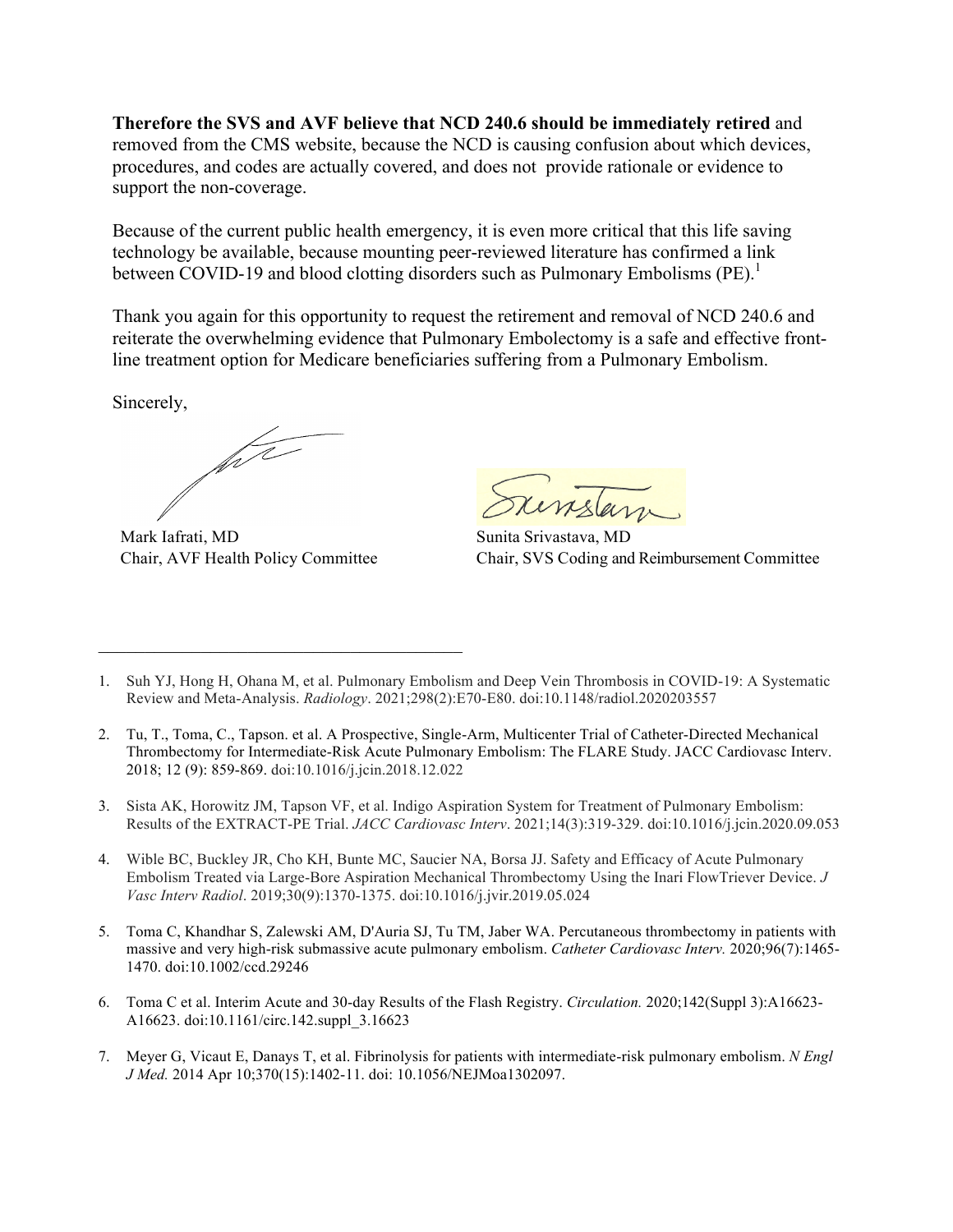**Therefore the SVS and AVF believe that NCD 240.6 should be immediately retired** and removed from the CMS website, because the NCD is causing confusion about which devices, procedures, and codes are actually covered, and does not provide rationale or evidence to support the non-coverage.

Because of the current public health emergency, it is even more critical that this life saving technology be available, because mounting peer-reviewed literature has confirmed a link between COVID-19 and blood clotting disorders such as Pulmonary Embolisms (PE).[1]

Thank you again for this opportunity to request the retirement and removal of NCD 240.6 and reiterate the overwhelming evidence that Pulmonary Embolectomy is a safe and effective front-line treatment option for Medicare beneficiaries suffering from a Pulmonary Embolism.

Sincerely,

Mark Iafrati, MD
Chair, AVF Health Policy Committee

Sunita Srivastava, MD
Chair, SVS Coding and Reimbursement Committee

---

1. Suh YJ, Hong H, Ohana M, et al. Pulmonary Embolism and Deep Vein Thrombosis in COVID-19: A Systematic Review and Meta-Analysis. *Radiology*. 2021;298(2):E70-E80. doi:10.1148/radiol.2020203557
2. Tu, T., Toma, C., Tapson. et al. A Prospective, Single-Arm, Multicenter Trial of Catheter-Directed Mechanical Thrombectomy for Intermediate-Risk Acute Pulmonary Embolism: The FLARE Study. JACC Cardiovasc Interv. 2018; 12 (9): 859-869. doi:10.1016/j.jcin.2018.12.022
3. Sista AK, Horowitz JM, Tapson VF, et al. Indigo Aspiration System for Treatment of Pulmonary Embolism: Results of the EXTRACT-PE Trial. *JACC Cardiovasc Interv*. 2021;14(3):319-329. doi:10.1016/j.jcin.2020.09.053
4. Wible BC, Buckley JR, Cho KH, Bunte MC, Saucier NA, Borsa JJ. Safety and Efficacy of Acute Pulmonary Embolism Treated via Large-Bore Aspiration Mechanical Thrombectomy Using the Inari FlowTriever Device. *J Vasc Interv Radiol*. 2019;30(9):1370-1375. doi:10.1016/j.jvir.2019.05.024
5. Toma C, Khandhar S, Zalewski AM, D'Auria SJ, Tu TM, Jaber WA. Percutaneous thrombectomy in patients with massive and very high-risk submassive acute pulmonary embolism. *Catheter Cardiovasc Interv.* 2020;96(7):1465-1470. doi:10.1002/ccd.29246
6. Toma C et al. Interim Acute and 30-day Results of the Flash Registry. *Circulation.* 2020;142(Suppl 3):A16623-A16623. doi:10.1161/circ.142.suppl_3.16623
7. Meyer G, Vicaut E, Danays T, et al. Fibrinolysis for patients with intermediate-risk pulmonary embolism. *N Engl J Med.* 2014 Apr 10;370(15):1402-11. doi: 10.1056/NEJMoa1302097.